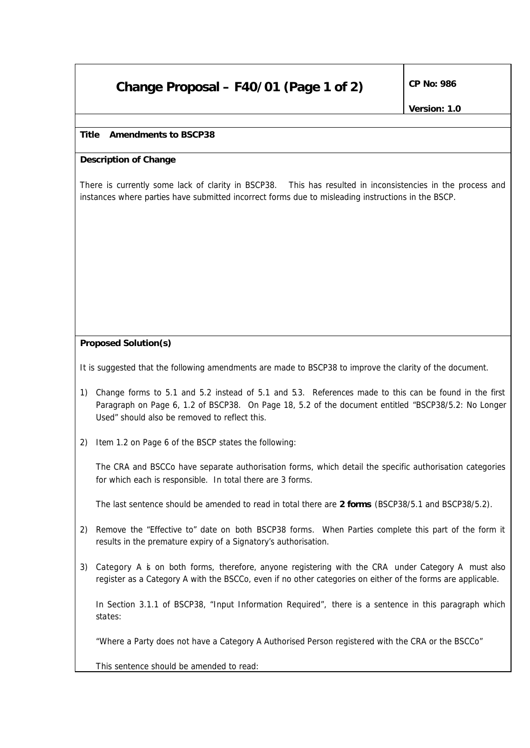# Change Proposal – F40/01 (Page 1 of 2)

**CP No: 986**

**Version: 1.0**

**Title** **Amendments to BSCP38**

**Description of Change**

There is currently some lack of clarity in BSCP38. This has resulted in inconsistencies in the process and instances where parties have submitted incorrect forms due to misleading instructions in the BSCP.

**Proposed Solution(s)**

It is suggested that the following amendments are made to BSCP38 to improve the clarity of the document.

1) Change forms to 5.1 and 5.2 instead of 5.1 and 5.3. References made to this can be found in the first Paragraph on Page 6, 1.2 of BSCP38. On Page 18, 5.2 of the document entitled "BSCP38/5.2: No Longer Used" should also be removed to reflect this.

2) Item 1.2 on Page 6 of the BSCP states the following:

   The CRA and BSCCo have separate authorisation forms, which detail the specific authorisation categories for which each is responsible. In total there are 3 forms.

   The last sentence should be amended to read in total there are **2 forms** (BSCP38/5.1 and BSCP38/5.2).

2) Remove the "Effective to" date on both BSCP38 forms. When Parties complete this part of the form it results in the premature expiry of a Signatory's authorisation.

3) Category A is on both forms, therefore, anyone registering with the CRA under Category A must also register as a Category A with the BSCCo, even if no other categories on either of the forms are applicable.

   In Section 3.1.1 of BSCP38, "Input Information Required", there is a sentence in this paragraph which states:

   "Where a Party does not have a Category A Authorised Person registered with the CRA or the BSCCo"

   This sentence should be amended to read: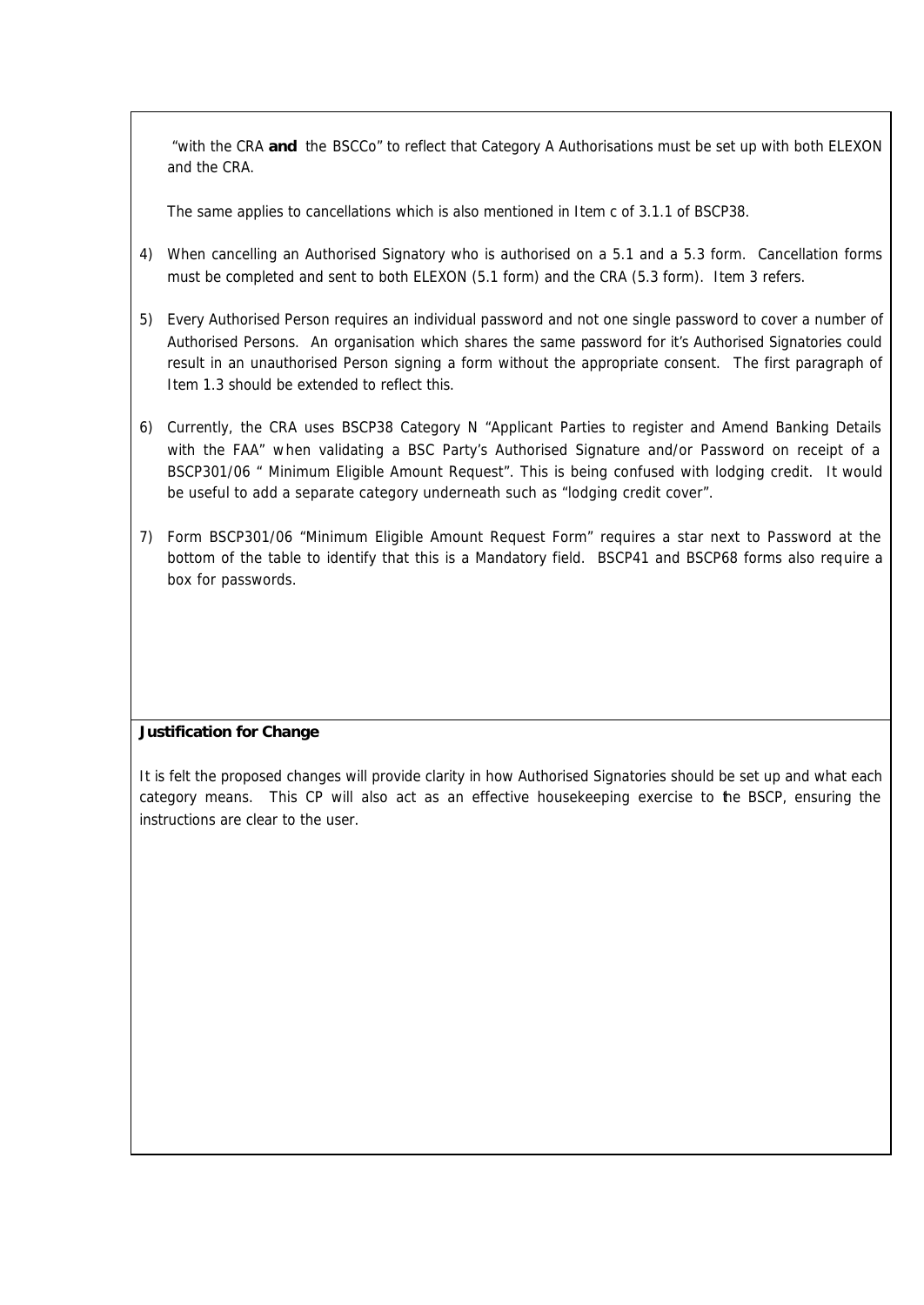"with the CRA **and** the BSCCo" to reflect that Category A Authorisations must be set up with both ELEXON and the CRA.

The same applies to cancellations which is also mentioned in Item c of 3.1.1 of BSCP38.

4) When cancelling an Authorised Signatory who is authorised on a 5.1 and a 5.3 form. Cancellation forms must be completed and sent to both ELEXON (5.1 form) and the CRA (5.3 form). Item 3 refers.

5) Every Authorised Person requires an individual password and not one single password to cover a number of Authorised Persons. An organisation which shares the same password for it's Authorised Signatories could result in an unauthorised Person signing a form without the appropriate consent. The first paragraph of Item 1.3 should be extended to reflect this.

6) Currently, the CRA uses BSCP38 Category N "Applicant Parties to register and Amend Banking Details with the FAA" when validating a BSC Party's Authorised Signature and/or Password on receipt of a BSCP301/06 " Minimum Eligible Amount Request". This is being confused with lodging credit. It would be useful to add a separate category underneath such as "lodging credit cover".

7) Form BSCP301/06 "Minimum Eligible Amount Request Form" requires a star next to Password at the bottom of the table to identify that this is a Mandatory field. BSCP41 and BSCP68 forms also require a box for passwords.

**Justification for Change**

It is felt the proposed changes will provide clarity in how Authorised Signatories should be set up and what each category means. This CP will also act as an effective housekeeping exercise to the BSCP, ensuring the instructions are clear to the user.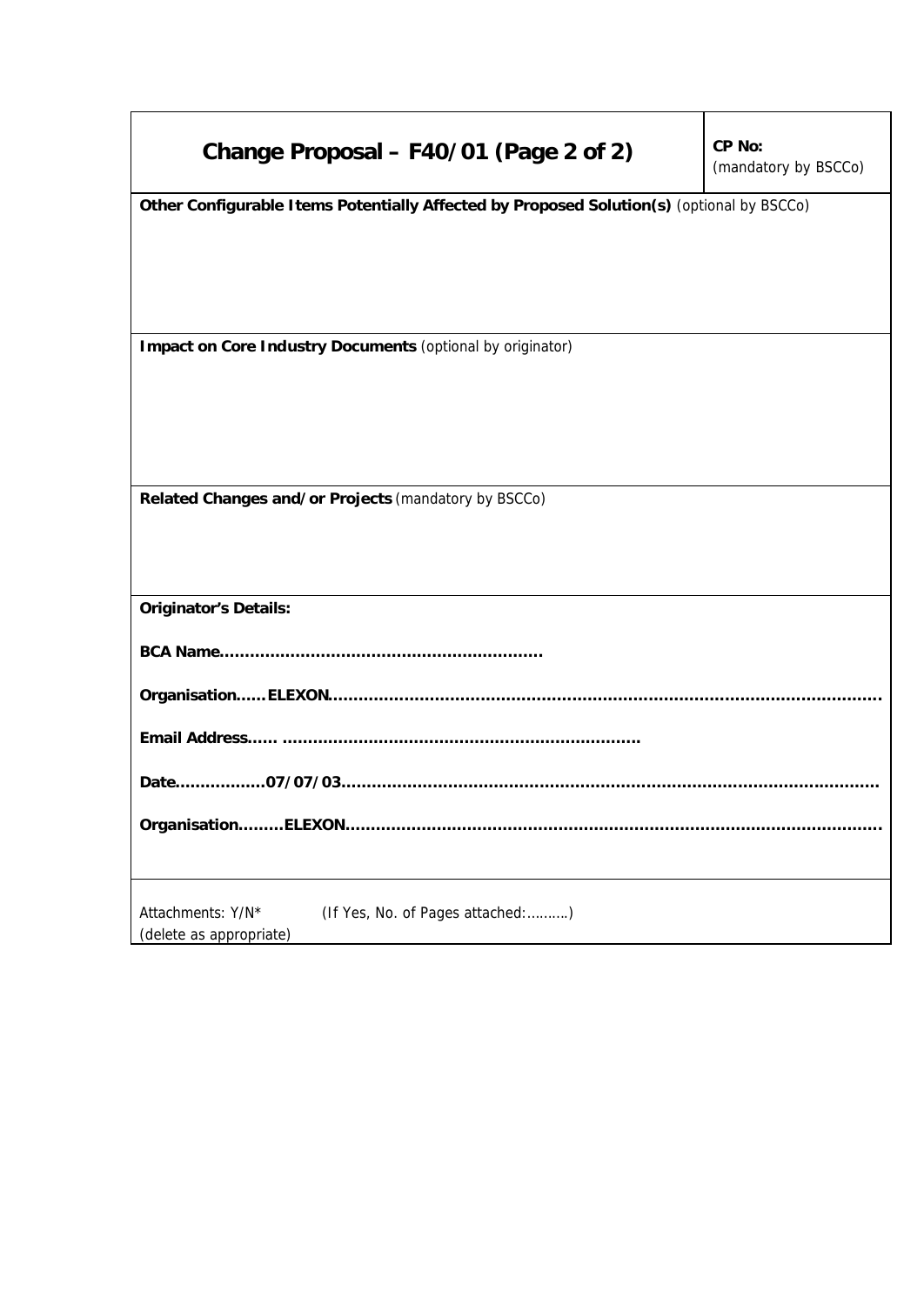| **Change Proposal – F40/01 (Page 2 of 2)** | **CP No:** (mandatory by BSCCo) |
|---|---|
| **Other Configurable Items Potentially Affected by Proposed Solution(s)** (optional by BSCCo) | |
| **Impact on Core Industry Documents** (optional by originator) | |
| **Related Changes and/or Projects** (mandatory by BSCCo) | |
| **Originator's Details:**<br><br>**BCA Name……………………………………………………….**<br><br>**Organisation……ELEXON……………………………………………………………………………………………**<br><br>**Email Address…… …………………………………………………………….**<br><br>**Date……………..07/07/03……………………………………………………………………………………….**<br><br>**Organisation………ELEXON………………………………………………………………………………………** | |
| Attachments: Y/N* (If Yes, No. of Pages attached:……….)<br>(delete as appropriate) | |